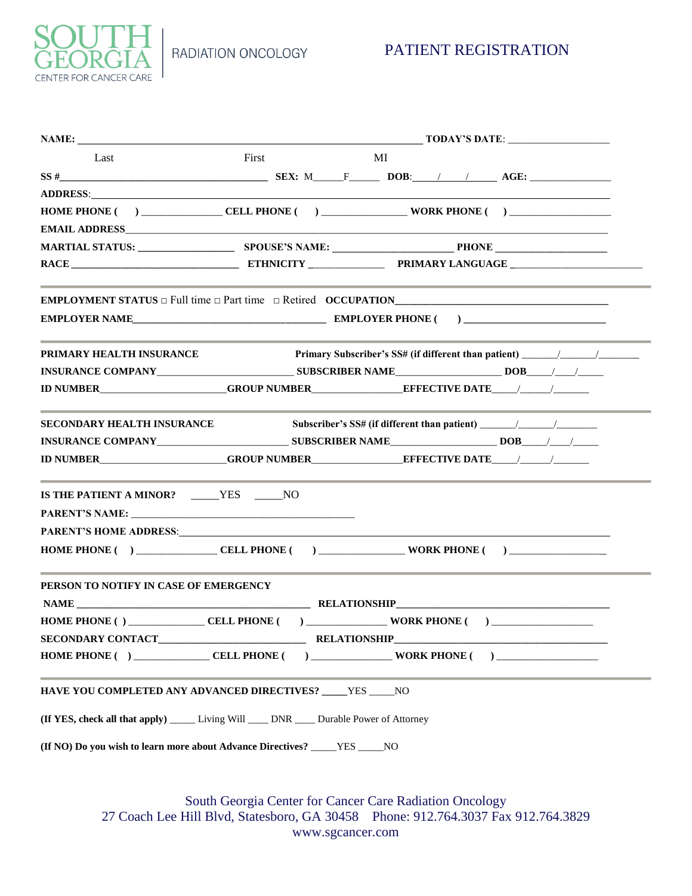SOUTH GEORGIA CENTER FOR CANCER CARE | RADIATION ONCOLOGY

# PATIENT REGISTRATION

**NAME:** ______________________________________________ **TODAY'S DATE**: ________________

Last First MI

**SS #**________________________________ **SEX:** M_____F_____ **DOB**:____/____/_____ **AGE:** ______________

**ADDRESS**:________________________________________________________________________

**HOME PHONE (  )** ______________ **CELL PHONE (  )** ______________ **WORK PHONE (  )** ________________

**EMAIL ADDRESS**________________________________________________________________

**MARTIAL STATUS:** _______________ **SPOUSE'S NAME:** __________________ **PHONE** __________________

**RACE** ___________________________ **ETHNICITY** ____________ **PRIMARY LANGUAGE** ____________________

---

**EMPLOYMENT STATUS** □ Full time □ Part time □ Retired **OCCUPATION**_________________________________

**EMPLOYER NAME**_______________________________ **EMPLOYER PHONE (  )** _______________________

---

**PRIMARY HEALTH INSURANCE** **Primary Subscriber's SS# (if different than patient)** ______/______/_______

**INSURANCE COMPANY**______________________ **SUBSCRIBER NAME**_________________ **DOB**____/___/_____

**ID NUMBER**_____________________**GROUP NUMBER**_______________**EFFECTIVE DATE**____/_____/______

---

**SECONDARY HEALTH INSURANCE** **Subscriber's SS# (if different than patient)** ______/______/_______

**INSURANCE COMPANY**______________________ **SUBSCRIBER NAME**_________________ **DOB**____/___/_____

**ID NUMBER**_____________________**GROUP NUMBER**_______________**EFFECTIVE DATE**____/_____/______

---

**IS THE PATIENT A MINOR?** _____YES _____NO

**PARENT'S NAME:** ________________________________________

**PARENT'S HOME ADDRESS**:______________________________________________________________

**HOME PHONE (  )** ______________ **CELL PHONE (  )** ______________ **WORK PHONE (  )** ________________

---

**PERSON TO NOTIFY IN CASE OF EMERGENCY**

**NAME** ________________________________________ **RELATIONSHIP**______________________________________

**HOME PHONE (  )** _____________ **CELL PHONE (  )** ______________ **WORK PHONE (  )** __________________

**SECONDARY CONTACT**__________________________ **RELATIONSHIP**______________________________________

**HOME PHONE (  )** _____________ **CELL PHONE (  )** ______________ **WORK PHONE (  )** __________________

---

**HAVE YOU COMPLETED ANY ADVANCED DIRECTIVES?** _____YES _____NO

**(If YES, check all that apply)** _____ Living Will ____ DNR ____ Durable Power of Attorney

**(If NO) Do you wish to learn more about Advance Directives?** _____YES _____NO

South Georgia Center for Cancer Care Radiation Oncology
27 Coach Lee Hill Blvd, Statesboro, GA 30458 Phone: 912.764.3037 Fax 912.764.3829
www.sgcancer.com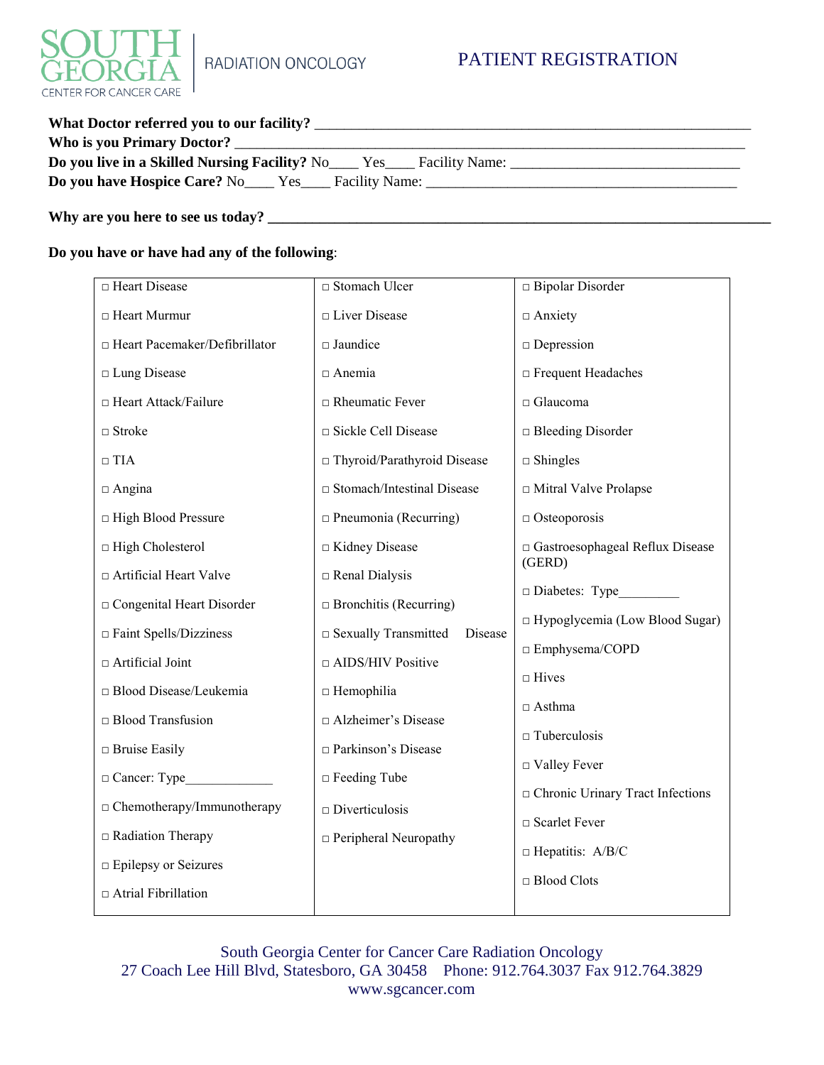SOUTH GEORGIA CENTER FOR CANCER CARE | RADIATION ONCOLOGY

# PATIENT REGISTRATION

**What Doctor referred you to our facility?** ___________________________________________________________

**Who is you Primary Doctor?** ______________________________________________________________

**Do you live in a Skilled Nursing Facility?** No____ Yes____ Facility Name: _______________________________

**Do you have Hospice Care?** No____ Yes____ Facility Name: __________________________________________

**Why are you here to see us today?** ______________________________________________________________

**Do you have or have had any of the following**:

| | | |
|---|---|---|
| □ Heart Disease | □ Stomach Ulcer | □ Bipolar Disorder |
| □ Heart Murmur | □ Liver Disease | □ Anxiety |
| □ Heart Pacemaker/Defibrillator | □ Jaundice | □ Depression |
| □ Lung Disease | □ Anemia | □ Frequent Headaches |
| □ Heart Attack/Failure | □ Rheumatic Fever | □ Glaucoma |
| □ Stroke | □ Sickle Cell Disease | □ Bleeding Disorder |
| □ TIA | □ Thyroid/Parathyroid Disease | □ Shingles |
| □ Angina | □ Stomach/Intestinal Disease | □ Mitral Valve Prolapse |
| □ High Blood Pressure | □ Pneumonia (Recurring) | □ Osteoporosis |
| □ High Cholesterol | □ Kidney Disease | □ Gastroesophageal Reflux Disease (GERD) |
| □ Artificial Heart Valve | □ Renal Dialysis | □ Diabetes: Type_________ |
| □ Congenital Heart Disorder | □ Bronchitis (Recurring) | □ Hypoglycemia (Low Blood Sugar) |
| □ Faint Spells/Dizziness | □ Sexually Transmitted Disease | □ Emphysema/COPD |
| □ Artificial Joint | □ AIDS/HIV Positive | □ Hives |
| □ Blood Disease/Leukemia | □ Hemophilia | □ Asthma |
| □ Blood Transfusion | □ Alzheimer's Disease | □ Tuberculosis |
| □ Bruise Easily | □ Parkinson's Disease | □ Valley Fever |
| □ Cancer: Type_____________ | □ Feeding Tube | □ Chronic Urinary Tract Infections |
| □ Chemotherapy/Immunotherapy | □ Diverticulosis | □ Scarlet Fever |
| □ Radiation Therapy | □ Peripheral Neuropathy | □ Hepatitis: A/B/C |
| □ Epilepsy or Seizures | | □ Blood Clots |
| □ Atrial Fibrillation | | |

South Georgia Center for Cancer Care Radiation Oncology
27 Coach Lee Hill Blvd, Statesboro, GA 30458 Phone: 912.764.3037 Fax 912.764.3829
www.sgcancer.com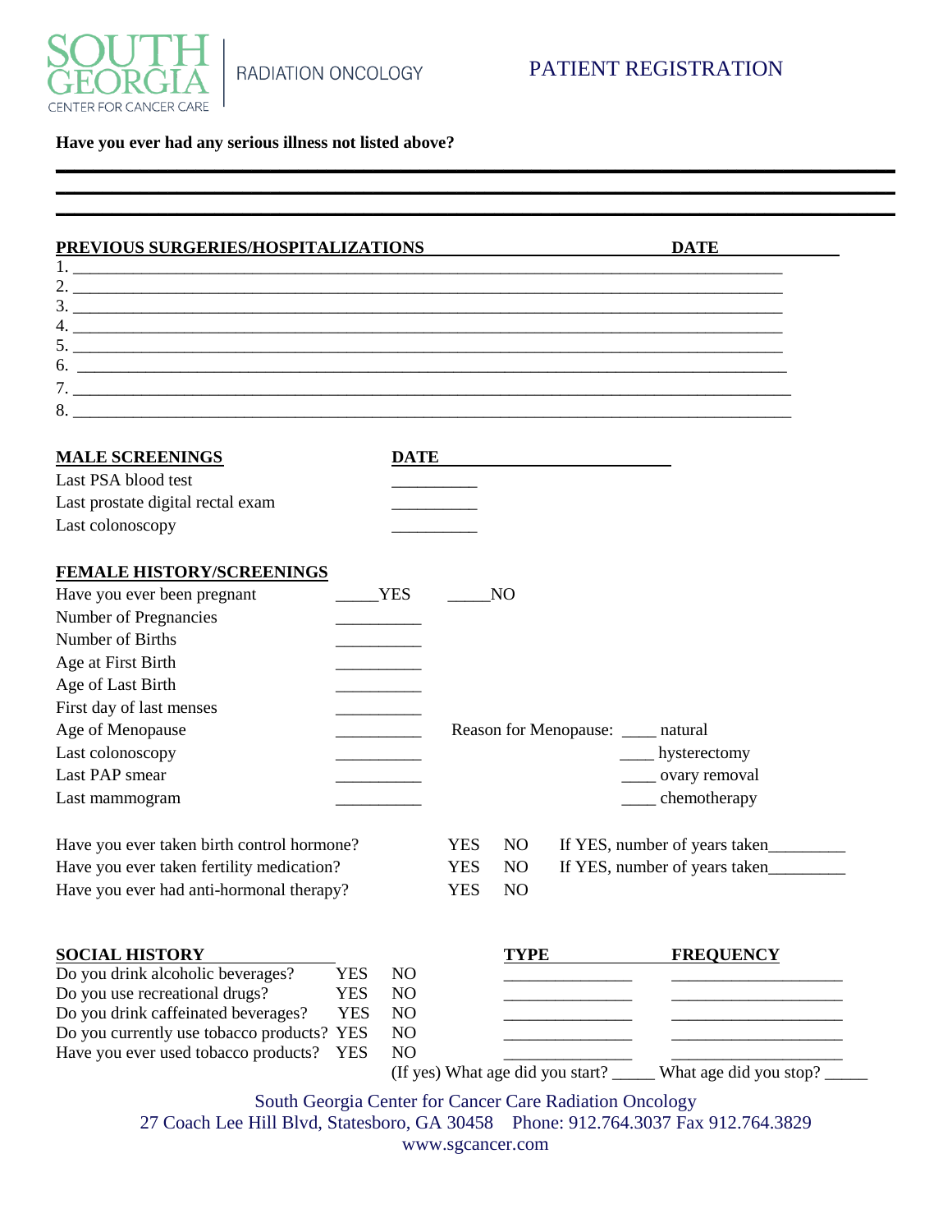SOUTH GEORGIA CENTER FOR CANCER CARE | RADIATION ONCOLOGY

# PATIENT REGISTRATION

**Have you ever had any serious illness not listed above?**

_______________________________________________

_______________________________________________

_______________________________________________

| **PREVIOUS SURGERIES/HOSPITALIZATIONS** | **DATE** |
|---|---|
| 1. ______________________________ | |
| 2. ______________________________ | |
| 3. ______________________________ | |
| 4. ______________________________ | |
| 5. ______________________________ | |
| 6. ______________________________ | |
| 7. ______________________________ | |
| 8. ______________________________ | |

| **MALE SCREENINGS** | **DATE** |
|---|---|
| Last PSA blood test | __________ |
| Last prostate digital rectal exam | __________ |
| Last colonoscopy | __________ |

**FEMALE HISTORY/SCREENINGS**

| | | | |
|---|---|---|---|
| Have you ever been pregnant | _____YES | _____NO | |
| Number of Pregnancies | __________ | | |
| Number of Births | __________ | | |
| Age at First Birth | __________ | | |
| Age of Last Birth | __________ | | |
| First day of last menses | __________ | | |
| Age of Menopause | __________ | Reason for Menopause: | ____ natural |
| Last colonoscopy | __________ | | ____ hysterectomy |
| Last PAP smear | __________ | | ____ ovary removal |
| Last mammogram | __________ | | ____ chemotherapy |

| | | | |
|---|---|---|---|
| Have you ever taken birth control hormone? | YES | NO | If YES, number of years taken_________ |
| Have you ever taken fertility medication? | YES | NO | If YES, number of years taken_________ |
| Have you ever had anti-hormonal therapy? | YES | NO | |

| **SOCIAL HISTORY** | | | **TYPE** | **FREQUENCY** |
|---|---|---|---|---|
| Do you drink alcoholic beverages? | YES | NO | _______________ | ____________________ |
| Do you use recreational drugs? | YES | NO | _______________ | ____________________ |
| Do you drink caffeinated beverages? | YES | NO | _______________ | ____________________ |
| Do you currently use tobacco products? | YES | NO | _______________ | ____________________ |
| Have you ever used tobacco products? | YES | NO | _______________ | ____________________ |

(If yes) What age did you start? _____ What age did you stop? _____

South Georgia Center for Cancer Care Radiation Oncology
27 Coach Lee Hill Blvd, Statesboro, GA 30458 Phone: 912.764.3037 Fax 912.764.3829
www.sgcancer.com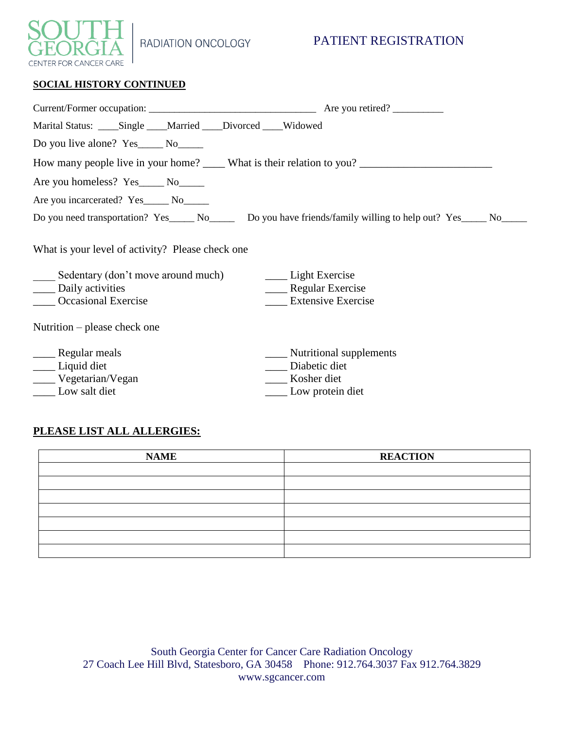SOUTH GEORGIA CENTER FOR CANCER CARE | RADIATION ONCOLOGY

# PATIENT REGISTRATION

**SOCIAL HISTORY CONTINUED**

Current/Former occupation: _________________________________ Are you retired? __________

Marital Status: ____Single ____Married ____Divorced ____Widowed

Do you live alone? Yes_____ No_____

How many people live in your home? ____ What is their relation to you? ________________________

Are you homeless? Yes_____ No_____

Are you incarcerated? Yes_____ No_____

Do you need transportation? Yes_____ No_____ Do you have friends/family willing to help out? Yes_____ No_____

What is your level of activity? Please check one

____ Sedentary (don't move around much)
____ Daily activities
____ Occasional Exercise
____ Light Exercise
____ Regular Exercise
____ Extensive Exercise

Nutrition – please check one

____ Regular meals
____ Liquid diet
____ Vegetarian/Vegan
____ Low salt diet
____ Nutritional supplements
____ Diabetic diet
____ Kosher diet
____ Low protein diet

**PLEASE LIST ALL ALLERGIES:**

| NAME | REACTION |
|---|---|
| | |
| | |
| | |
| | |
| | |
| | |
| | |

South Georgia Center for Cancer Care Radiation Oncology
27 Coach Lee Hill Blvd, Statesboro, GA 30458 Phone: 912.764.3037 Fax 912.764.3829
www.sgcancer.com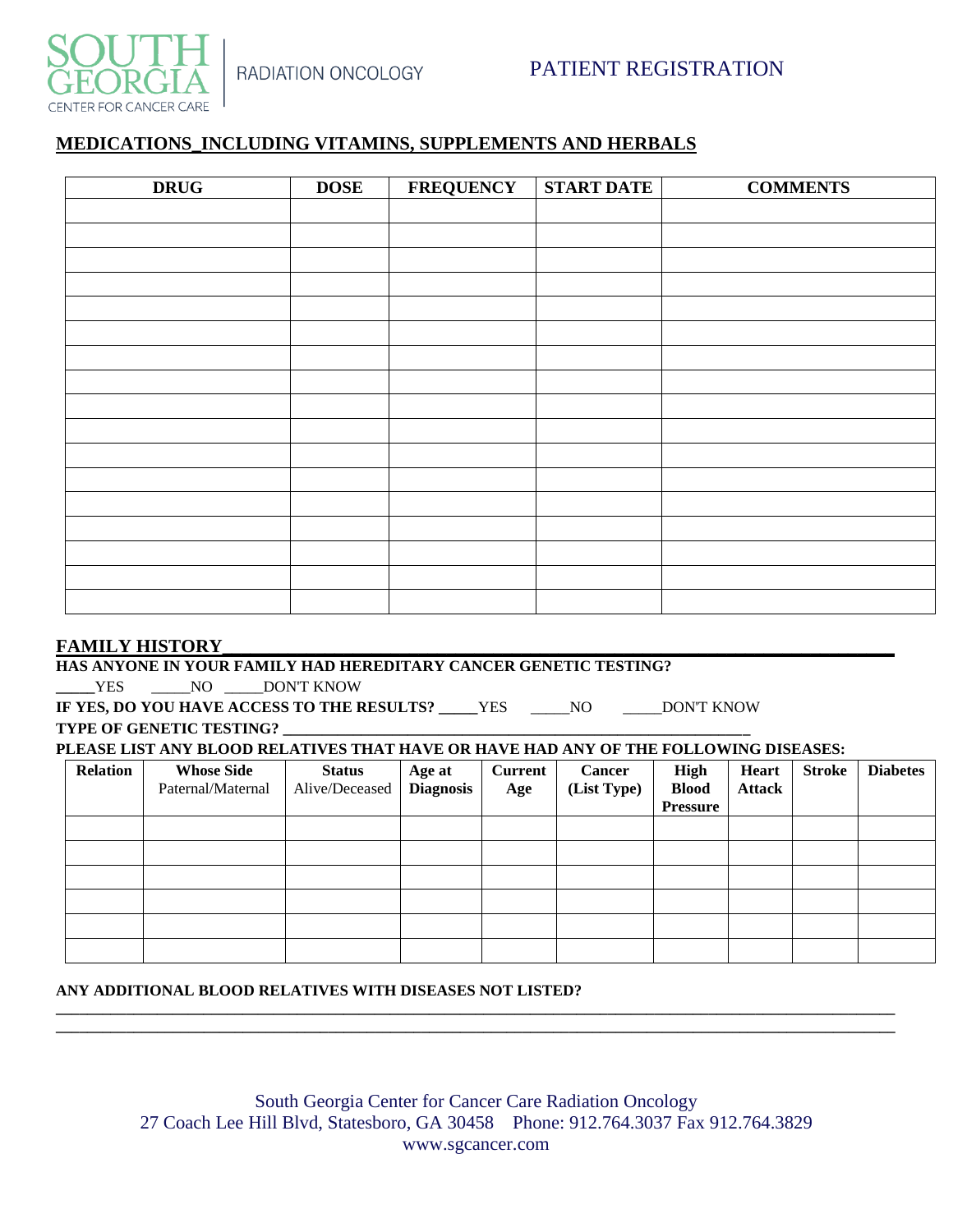SOUTH GEORGIA CENTER FOR CANCER CARE | RADIATION ONCOLOGY

# PATIENT REGISTRATION

## MEDICATIONS_INCLUDING VITAMINS, SUPPLEMENTS AND HERBALS

| DRUG | DOSE | FREQUENCY | START DATE | COMMENTS |
|---|---|---|---|---|
| | | | | |
| | | | | |
| | | | | |
| | | | | |
| | | | | |
| | | | | |
| | | | | |
| | | | | |
| | | | | |
| | | | | |
| | | | | |
| | | | | |
| | | | | |
| | | | | |
| | | | | |
| | | | | |
| | | | | |

## FAMILY HISTORY

**HAS ANYONE IN YOUR FAMILY HAD HEREDITARY CANCER GENETIC TESTING?**

_____YES _____NO _____DON'T KNOW

**IF YES, DO YOU HAVE ACCESS TO THE RESULTS?** _____YES _____NO _____DON'T KNOW

**TYPE OF GENETIC TESTING?** ____________________________________________

**PLEASE LIST ANY BLOOD RELATIVES THAT HAVE OR HAVE HAD ANY OF THE FOLLOWING DISEASES:**

| Relation | Whose Side Paternal/Maternal | Status Alive/Deceased | Age at Diagnosis | Current Age | Cancer (List Type) | High Blood Pressure | Heart Attack | Stroke | Diabetes |
|---|---|---|---|---|---|---|---|---|---|
| | | | | | | | | | |
| | | | | | | | | | |
| | | | | | | | | | |
| | | | | | | | | | |
| | | | | | | | | | |
| | | | | | | | | | |

**ANY ADDITIONAL BLOOD RELATIVES WITH DISEASES NOT LISTED?**

______________________________________________________________________________

______________________________________________________________________________

South Georgia Center for Cancer Care Radiation Oncology
27 Coach Lee Hill Blvd, Statesboro, GA 30458 Phone: 912.764.3037 Fax 912.764.3829
www.sgcancer.com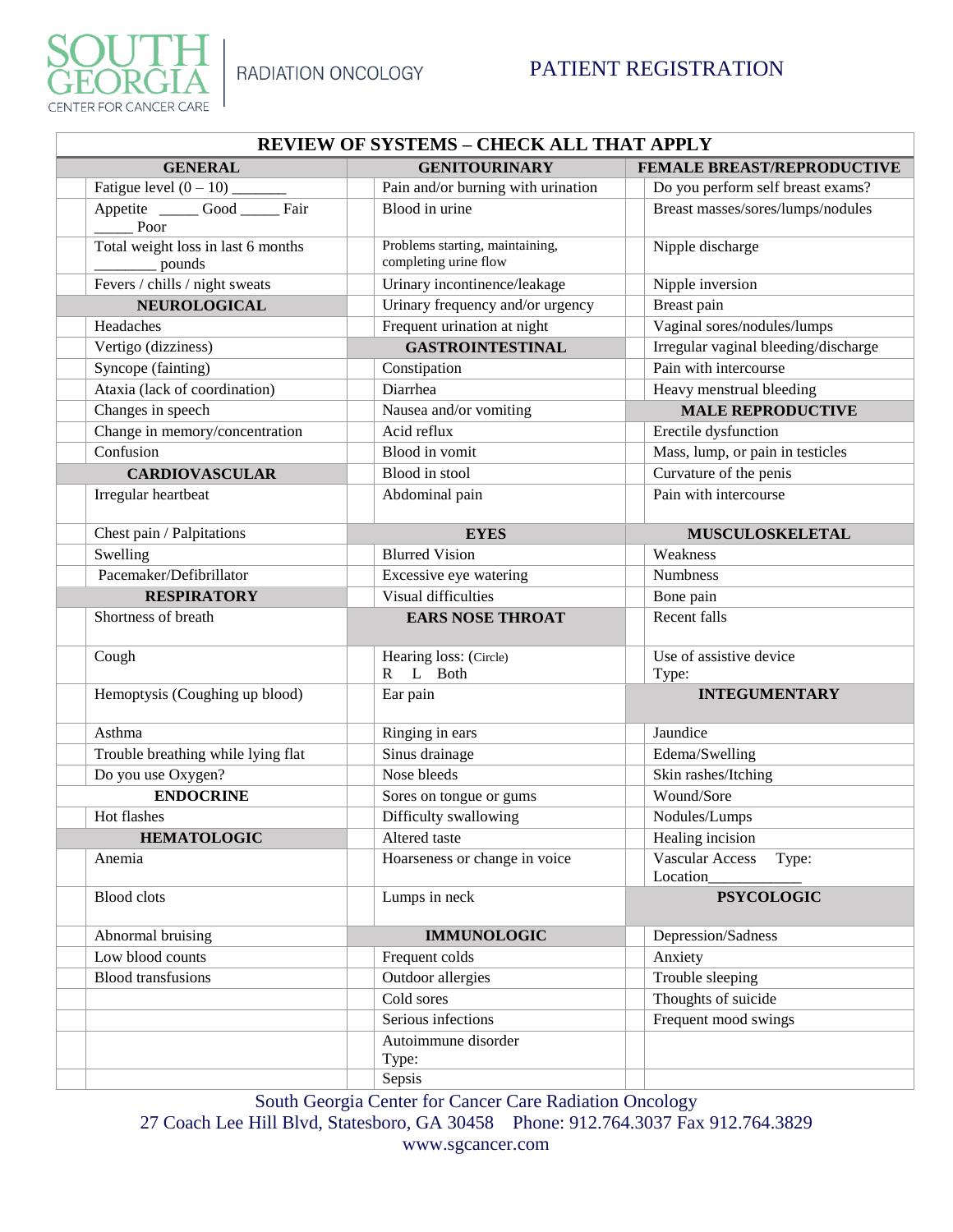SOUTH GEORGIA CENTER FOR CANCER CARE | RADIATION ONCOLOGY

# PATIENT REGISTRATION

## REVIEW OF SYSTEMS – CHECK ALL THAT APPLY

| | GENERAL | | GENITOURINARY | | FEMALE BREAST/REPRODUCTIVE |
|---|---|---|---|---|---|
| | Fatigue level (0 – 10) _______ | | Pain and/or burning with urination | | Do you perform self breast exams? |
| | Appetite _____ Good _____ Fair _____ Poor | | Blood in urine | | Breast masses/sores/lumps/nodules |
| | Total weight loss in last 6 months ________ pounds | | Problems starting, maintaining, completing urine flow | | Nipple discharge |
| | Fevers / chills / night sweats | | Urinary incontinence/leakage | | Nipple inversion |
| | **NEUROLOGICAL** | | Urinary frequency and/or urgency | | Breast pain |
| | Headaches | | Frequent urination at night | | Vaginal sores/nodules/lumps |
| | Vertigo (dizziness) | | **GASTROINTESTINAL** | | Irregular vaginal bleeding/discharge |
| | Syncope (fainting) | | Constipation | | Pain with intercourse |
| | Ataxia (lack of coordination) | | Diarrhea | | Heavy menstrual bleeding |
| | Changes in speech | | Nausea and/or vomiting | | **MALE REPRODUCTIVE** |
| | Change in memory/concentration | | Acid reflux | | Erectile dysfunction |
| | Confusion | | Blood in vomit | | Mass, lump, or pain in testicles |
| | **CARDIOVASCULAR** | | Blood in stool | | Curvature of the penis |
| | Irregular heartbeat | | Abdominal pain | | Pain with intercourse |
| | Chest pain / Palpitations | | **EYES** | | **MUSCULOSKELETAL** |
| | Swelling | | Blurred Vision | | Weakness |
| | Pacemaker/Defibrillator | | Excessive eye watering | | Numbness |
| | **RESPIRATORY** | | Visual difficulties | | Bone pain |
| | Shortness of breath | | **EARS NOSE THROAT** | | Recent falls |
| | Cough | | Hearing loss: (Circle) R L Both | | Use of assistive device Type: |
| | Hemoptysis (Coughing up blood) | | Ear pain | | **INTEGUMENTARY** |
| | Asthma | | Ringing in ears | | Jaundice |
| | Trouble breathing while lying flat | | Sinus drainage | | Edema/Swelling |
| | Do you use Oxygen? | | Nose bleeds | | Skin rashes/Itching |
| | **ENDOCRINE** | | Sores on tongue or gums | | Wound/Sore |
| | Hot flashes | | Difficulty swallowing | | Nodules/Lumps |
| | **HEMATOLOGIC** | | Altered taste | | Healing incision |
| | Anemia | | Hoarseness or change in voice | | Vascular Access Type: Location___________ |
| | Blood clots | | Lumps in neck | | **PSYCOLOGIC** |
| | Abnormal bruising | | **IMMUNOLOGIC** | | Depression/Sadness |
| | Low blood counts | | Frequent colds | | Anxiety |
| | Blood transfusions | | Outdoor allergies | | Trouble sleeping |
| | | | Cold sores | | Thoughts of suicide |
| | | | Serious infections | | Frequent mood swings |
| | | | Autoimmune disorder Type: | | |
| | | | Sepsis | | |

South Georgia Center for Cancer Care Radiation Oncology
27 Coach Lee Hill Blvd, Statesboro, GA 30458 Phone: 912.764.3037 Fax 912.764.3829
www.sgcancer.com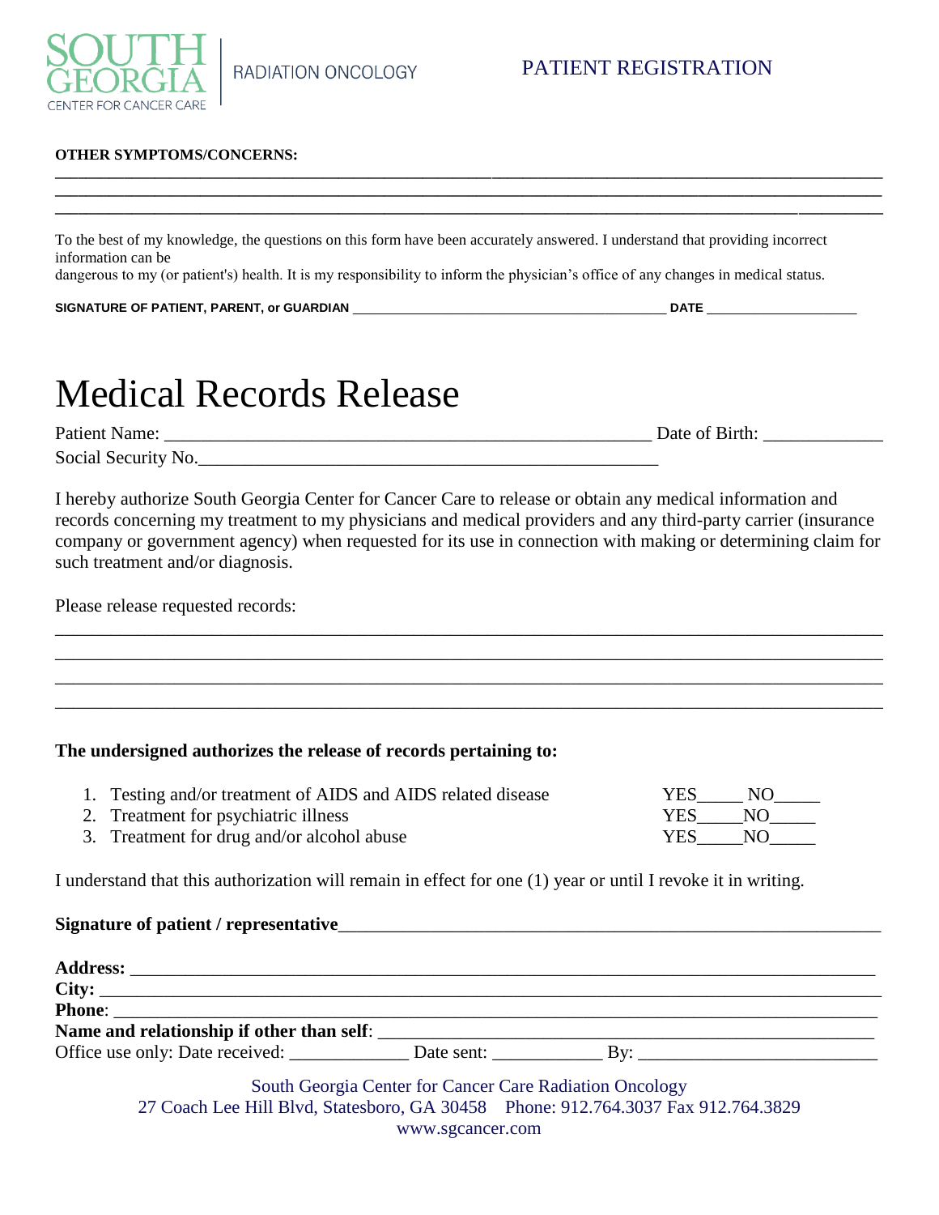SOUTH GEORGIA CENTER FOR CANCER CARE | RADIATION ONCOLOGY

PATIENT REGISTRATION

**OTHER SYMPTOMS/CONCERNS:**

___________________________________________________________________________________________
___________________________________________________________________________________________
___________________________________________________________________________________________

To the best of my knowledge, the questions on this form have been accurately answered. I understand that providing incorrect information can be
dangerous to my (or patient's) health. It is my responsibility to inform the physician's office of any changes in medical status.

**SIGNATURE OF PATIENT, PARENT, or GUARDIAN** ___________________________________________ **DATE** ____________________

# Medical Records Release

Patient Name: ______________________________________________________ Date of Birth: _____________
Social Security No.____________________________________________________

I hereby authorize South Georgia Center for Cancer Care to release or obtain any medical information and records concerning my treatment to my physicians and medical providers and any third-party carrier (insurance company or government agency) when requested for its use in connection with making or determining claim for such treatment and/or diagnosis.

Please release requested records:

___________________________________________________________________________________________
___________________________________________________________________________________________
___________________________________________________________________________________________
___________________________________________________________________________________________

**The undersigned authorizes the release of records pertaining to:**

1. Testing and/or treatment of AIDS and AIDS related disease YES_____ NO_____
2. Treatment for psychiatric illness YES_____NO_____
3. Treatment for drug and/or alcohol abuse YES_____NO_____

I understand that this authorization will remain in effect for one (1) year or until I revoke it in writing.

**Signature of patient / representative**_____________________________________________________________

**Address:** ___________________________________________________________________________________
**City:** _______________________________________________________________________________________
**Phone**: ______________________________________________________________________________________
**Name and relationship if other than self**: ______________________________________________________
Office use only: Date received: _____________ Date sent: ____________ By: __________________________

South Georgia Center for Cancer Care Radiation Oncology
27 Coach Lee Hill Blvd, Statesboro, GA 30458 Phone: 912.764.3037 Fax 912.764.3829
www.sgcancer.com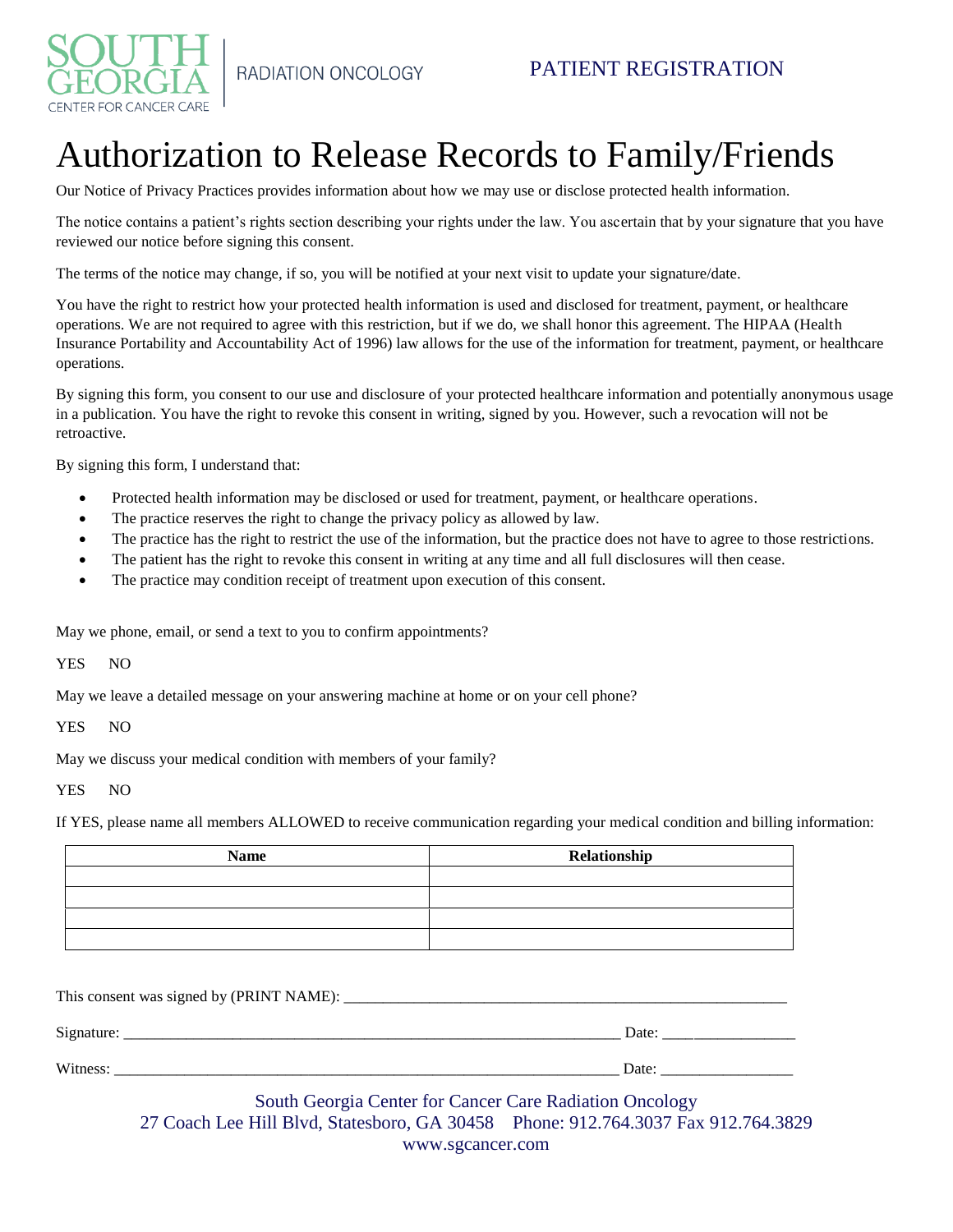SOUTH GEORGIA CENTER FOR CANCER CARE | RADIATION ONCOLOGY

PATIENT REGISTRATION

# Authorization to Release Records to Family/Friends

Our Notice of Privacy Practices provides information about how we may use or disclose protected health information.

The notice contains a patient's rights section describing your rights under the law. You ascertain that by your signature that you have reviewed our notice before signing this consent.

The terms of the notice may change, if so, you will be notified at your next visit to update your signature/date.

You have the right to restrict how your protected health information is used and disclosed for treatment, payment, or healthcare operations. We are not required to agree with this restriction, but if we do, we shall honor this agreement. The HIPAA (Health Insurance Portability and Accountability Act of 1996) law allows for the use of the information for treatment, payment, or healthcare operations.

By signing this form, you consent to our use and disclosure of your protected healthcare information and potentially anonymous usage in a publication. You have the right to revoke this consent in writing, signed by you. However, such a revocation will not be retroactive.

By signing this form, I understand that:

- Protected health information may be disclosed or used for treatment, payment, or healthcare operations.
- The practice reserves the right to change the privacy policy as allowed by law.
- The practice has the right to restrict the use of the information, but the practice does not have to agree to those restrictions.
- The patient has the right to revoke this consent in writing at any time and all full disclosures will then cease.
- The practice may condition receipt of treatment upon execution of this consent.

May we phone, email, or send a text to you to confirm appointments?

YES NO

May we leave a detailed message on your answering machine at home or on your cell phone?

YES NO

May we discuss your medical condition with members of your family?

YES NO

If YES, please name all members ALLOWED to receive communication regarding your medical condition and billing information:

| Name | Relationship |
|---|---|
| | |
| | |
| | |
| | |

This consent was signed by (PRINT NAME): ___________________________________________________________

Signature: ________________________________________________________________ Date: _________________

Witness: _________________________________________________________________ Date: _________________

South Georgia Center for Cancer Care Radiation Oncology
27 Coach Lee Hill Blvd, Statesboro, GA 30458 Phone: 912.764.3037 Fax 912.764.3829
www.sgcancer.com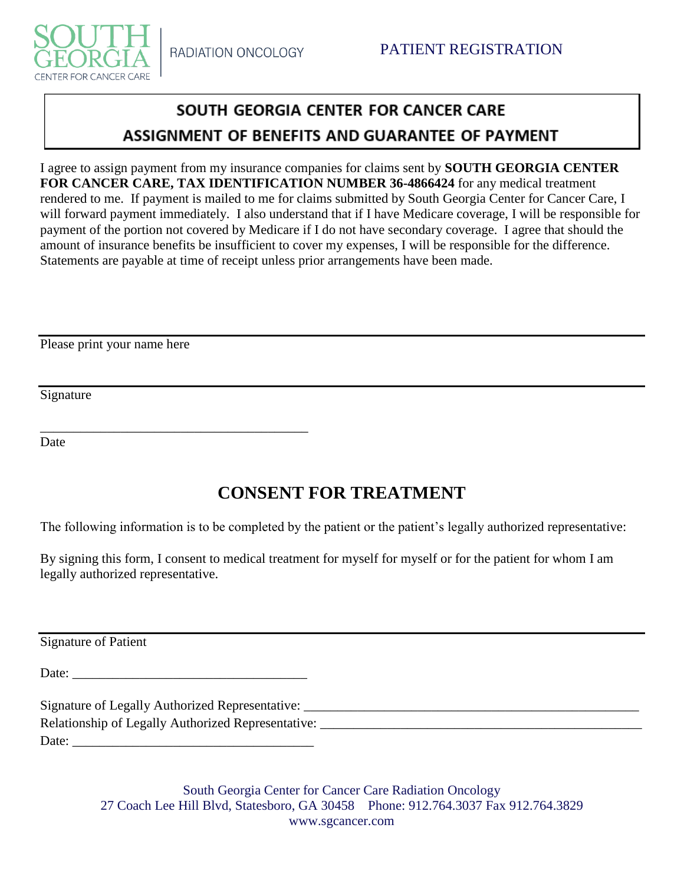SOUTH GEORGIA CENTER FOR CANCER CARE | RADIATION ONCOLOGY

PATIENT REGISTRATION

## SOUTH GEORGIA CENTER FOR CANCER CARE
## ASSIGNMENT OF BENEFITS AND GUARANTEE OF PAYMENT

I agree to assign payment from my insurance companies for claims sent by **SOUTH GEORGIA CENTER FOR CANCER CARE, TAX IDENTIFICATION NUMBER 36-4866424** for any medical treatment rendered to me. If payment is mailed to me for claims submitted by South Georgia Center for Cancer Care, I will forward payment immediately. I also understand that if I have Medicare coverage, I will be responsible for payment of the portion not covered by Medicare if I do not have secondary coverage. I agree that should the amount of insurance benefits be insufficient to cover my expenses, I will be responsible for the difference. Statements are payable at time of receipt unless prior arrangements have been made.

\_\_\_\_\_\_\_\_\_\_\_\_\_\_\_\_\_\_\_\_\_\_\_\_\_\_\_\_\_\_\_\_\_\_\_\_\_\_\_\_

Please print your name here

\_\_\_\_\_\_\_\_\_\_\_\_\_\_\_\_\_\_\_\_\_\_\_\_\_\_\_\_\_\_\_\_\_\_\_\_\_\_\_\_

Signature

\_\_\_\_\_\_\_\_\_\_\_\_\_\_\_\_\_\_\_\_\_\_\_\_\_\_\_\_\_\_\_\_\_\_\_\_\_\_\_\_

Date

# CONSENT FOR TREATMENT

The following information is to be completed by the patient or the patient's legally authorized representative:

By signing this form, I consent to medical treatment for myself for myself or for the patient for whom I am legally authorized representative.

\_\_\_\_\_\_\_\_\_\_\_\_\_\_\_\_\_\_\_\_\_\_\_\_\_\_\_\_\_\_\_\_\_\_\_\_\_\_\_\_

Signature of Patient

Date: \_\_\_\_\_\_\_\_\_\_\_\_\_\_\_\_\_\_\_\_\_\_\_\_\_\_\_\_\_\_\_\_\_\_\_\_

Signature of Legally Authorized Representative: \_\_\_\_\_\_\_\_\_\_\_\_\_\_\_\_\_\_\_\_\_\_\_\_\_\_\_\_\_\_\_\_\_\_\_\_\_\_\_\_\_\_\_\_\_\_\_\_\_\_\_

Relationship of Legally Authorized Representative: \_\_\_\_\_\_\_\_\_\_\_\_\_\_\_\_\_\_\_\_\_\_\_\_\_\_\_\_\_\_\_\_\_\_\_\_\_\_\_\_\_\_\_\_\_\_\_\_\_\_\_

Date: \_\_\_\_\_\_\_\_\_\_\_\_\_\_\_\_\_\_\_\_\_\_\_\_\_\_\_\_\_\_\_\_\_\_\_\_

South Georgia Center for Cancer Care Radiation Oncology
27 Coach Lee Hill Blvd, Statesboro, GA 30458 Phone: 912.764.3037 Fax 912.764.3829
www.sgcancer.com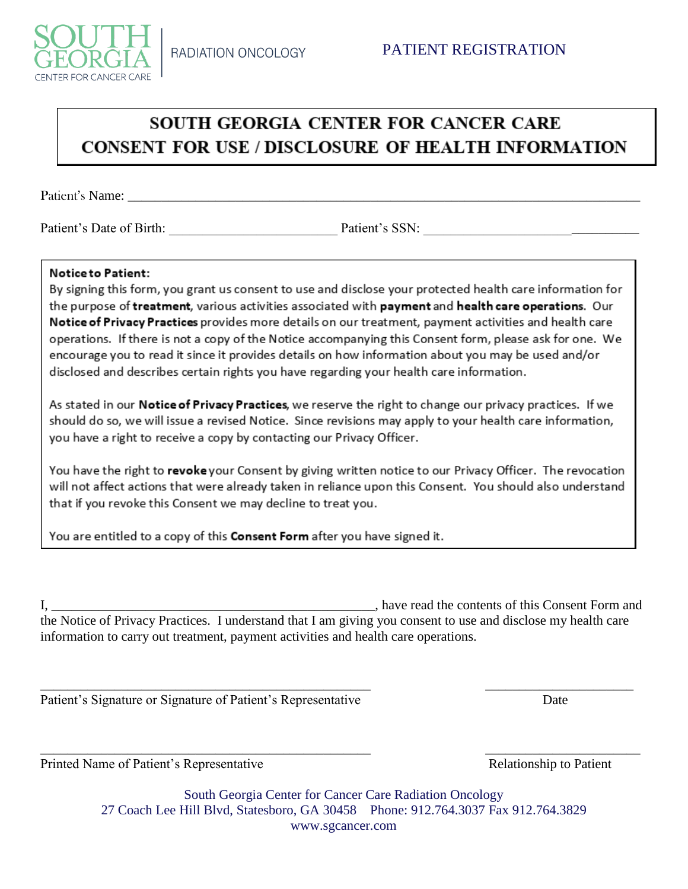SOUTH GEORGIA CENTER FOR CANCER CARE | RADIATION ONCOLOGY

PATIENT REGISTRATION

# SOUTH GEORGIA CENTER FOR CANCER CARE CONSENT FOR USE / DISCLOSURE OF HEALTH INFORMATION

Patient's Name: ___________________________________________________________________________

Patient's Date of Birth: _________________________ Patient's SSN: _______________________________

**Notice to Patient:**

By signing this form, you grant us consent to use and disclose your protected health care information for the purpose of **treatment**, various activities associated with **payment** and **health care operations**. Our **Notice of Privacy Practices** provides more details on our treatment, payment activities and health care operations. If there is not a copy of the Notice accompanying this Consent form, please ask for one. We encourage you to read it since it provides details on how information about you may be used and/or disclosed and describes certain rights you have regarding your health care information.

As stated in our **Notice of Privacy Practices**, we reserve the right to change our privacy practices. If we should do so, we will issue a revised Notice. Since revisions may apply to your health care information, you have a right to receive a copy by contacting our Privacy Officer.

You have the right to **revoke** your Consent by giving written notice to our Privacy Officer. The revocation will not affect actions that were already taken in reliance upon this Consent. You should also understand that if you revoke this Consent we may decline to treat you.

You are entitled to a copy of this **Consent Form** after you have signed it.

I, ___________________________________________________, have read the contents of this Consent Form and the Notice of Privacy Practices. I understand that I am giving you consent to use and disclose my health care information to carry out treatment, payment activities and health care operations.

_________________________________________________ ______________________

Patient's Signature or Signature of Patient's Representative Date

_________________________________________________ ______________________

Printed Name of Patient's Representative Relationship to Patient

South Georgia Center for Cancer Care Radiation Oncology
27 Coach Lee Hill Blvd, Statesboro, GA 30458 Phone: 912.764.3037 Fax 912.764.3829
www.sgcancer.com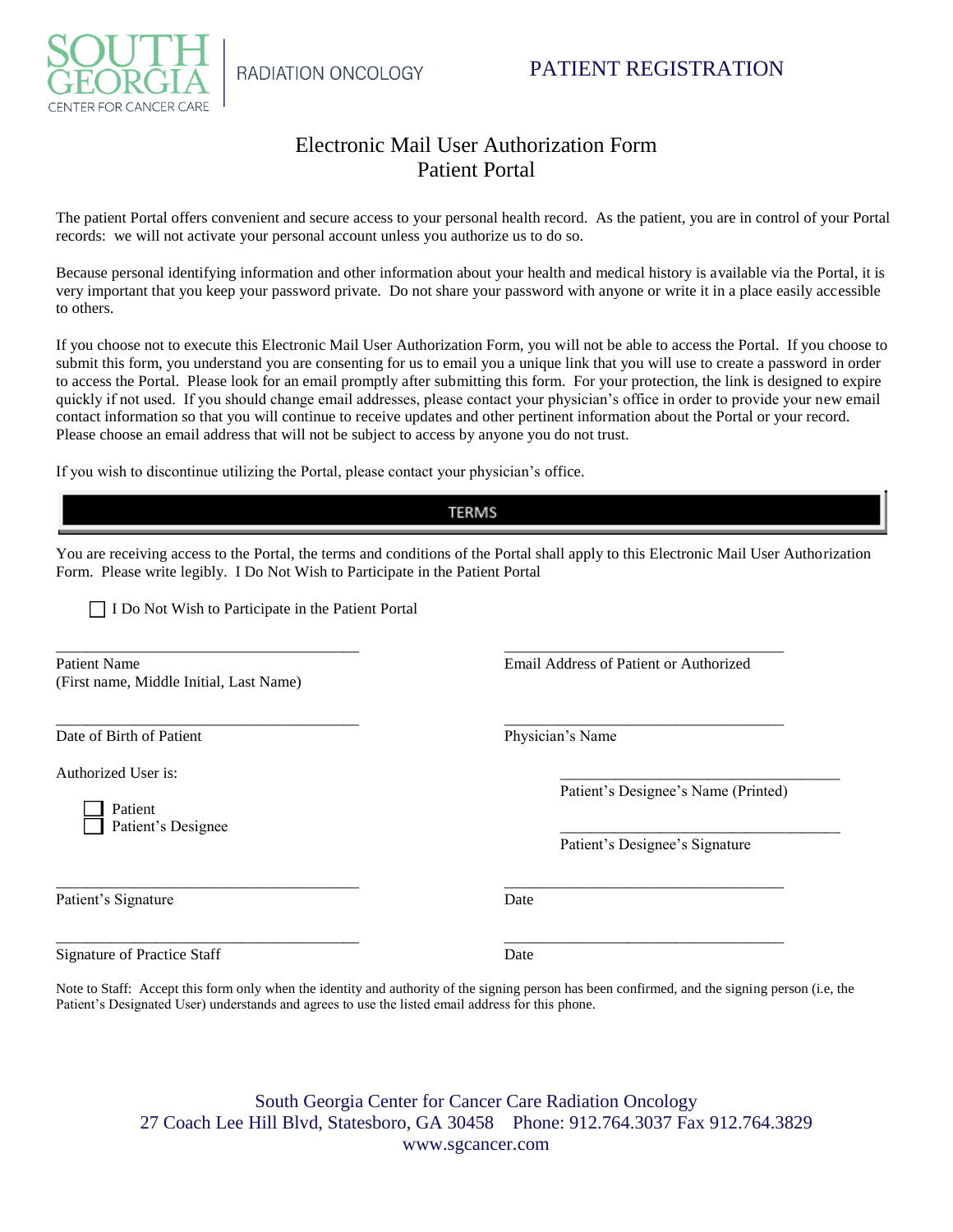SOUTH GEORGIA CENTER FOR CANCER CARE | RADIATION ONCOLOGY

# PATIENT REGISTRATION

## Electronic Mail User Authorization Form
## Patient Portal

The patient Portal offers convenient and secure access to your personal health record. As the patient, you are in control of your Portal records: we will not activate your personal account unless you authorize us to do so.

Because personal identifying information and other information about your health and medical history is available via the Portal, it is very important that you keep your password private. Do not share your password with anyone or write it in a place easily accessible to others.

If you choose not to execute this Electronic Mail User Authorization Form, you will not be able to access the Portal. If you choose to submit this form, you understand you are consenting for us to email you a unique link that you will use to create a password in order to access the Portal. Please look for an email promptly after submitting this form. For your protection, the link is designed to expire quickly if not used. If you should change email addresses, please contact your physician's office in order to provide your new email contact information so that you will continue to receive updates and other pertinent information about the Portal or your record. Please choose an email address that will not be subject to access by anyone you do not trust.

If you wish to discontinue utilizing the Portal, please contact your physician's office.

### TERMS

You are receiving access to the Portal, the terms and conditions of the Portal shall apply to this Electronic Mail User Authorization Form. Please write legibly. I Do Not Wish to Participate in the Patient Portal

☐ I Do Not Wish to Participate in the Patient Portal

_______________________________________
Patient Name
(First name, Middle Initial, Last Name)

_______________________________________
Email Address of Patient or Authorized

_______________________________________
Date of Birth of Patient

_______________________________________
Physician's Name

Authorized User is:

☐ Patient
☐ Patient's Designee

_______________________________________
Patient's Designee's Name (Printed)

_______________________________________
Patient's Designee's Signature

_______________________________________
Patient's Signature

_______________________________________
Date

_______________________________________
Signature of Practice Staff

_______________________________________
Date

Note to Staff: Accept this form only when the identity and authority of the signing person has been confirmed, and the signing person (i.e, the Patient's Designated User) understands and agrees to use the listed email address for this phone.

South Georgia Center for Cancer Care Radiation Oncology
27 Coach Lee Hill Blvd, Statesboro, GA 30458 Phone: 912.764.3037 Fax 912.764.3829
www.sgcancer.com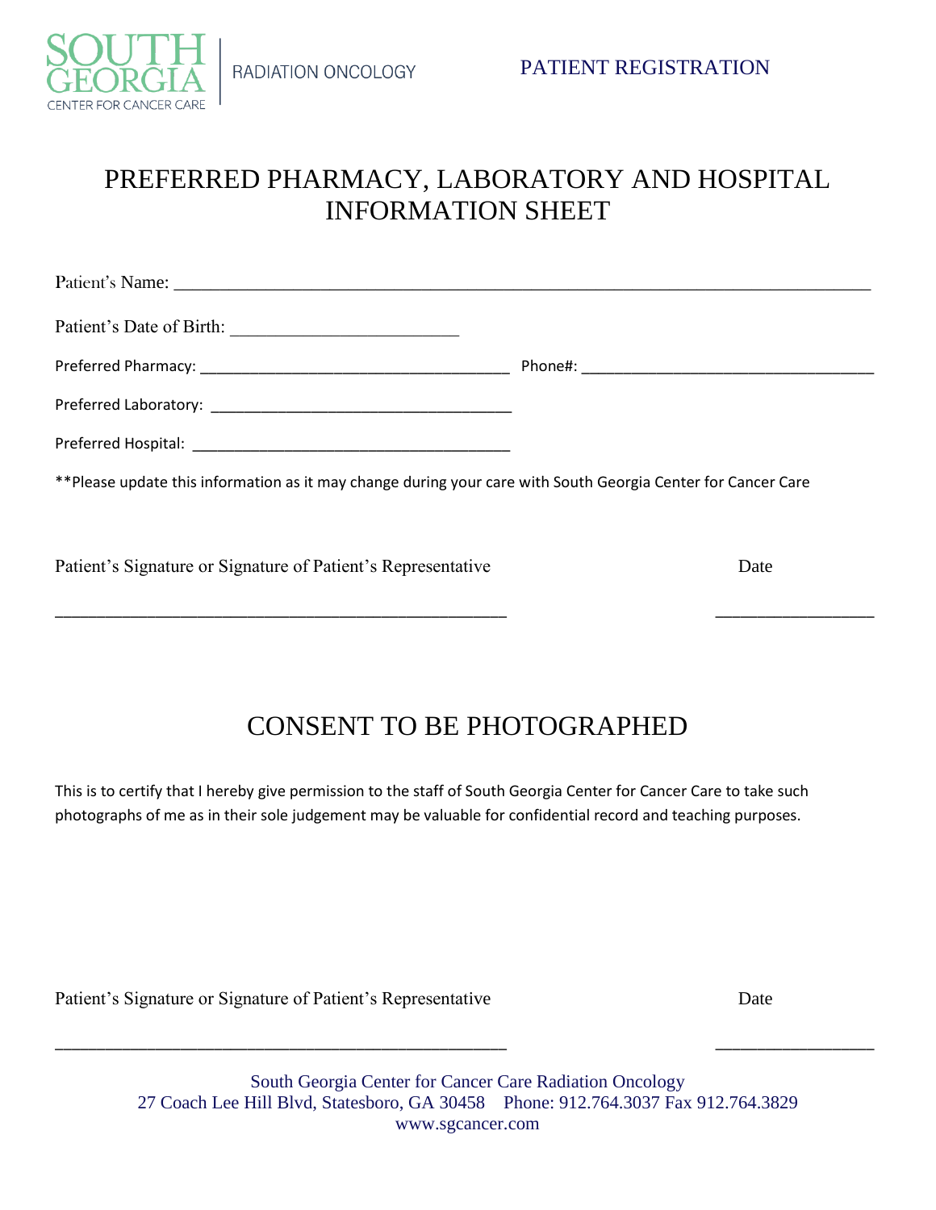SOUTH GEORGIA
CENTER FOR CANCER CARE | RADIATION ONCOLOGY

PATIENT REGISTRATION

# PREFERRED PHARMACY, LABORATORY AND HOSPITAL INFORMATION SHEET

Patient's Name: ___________________________________________________________________________

Patient's Date of Birth: _________________________

Preferred Pharmacy: _____________________________________ Phone#: ___________________________________

Preferred Laboratory: ___________________________________

Preferred Hospital: _____________________________________

**Please update this information as it may change during your care with South Georgia Center for Cancer Care

Patient's Signature or Signature of Patient's Representative                    Date

_________________________________________________                    _________________

# CONSENT TO BE PHOTOGRAPHED

This is to certify that I hereby give permission to the staff of South Georgia Center for Cancer Care to take such photographs of me as in their sole judgement may be valuable for confidential record and teaching purposes.

Patient's Signature or Signature of Patient's Representative                    Date

_________________________________________________                    _________________

South Georgia Center for Cancer Care Radiation Oncology
27 Coach Lee Hill Blvd, Statesboro, GA 30458    Phone: 912.764.3037 Fax 912.764.3829
www.sgcancer.com